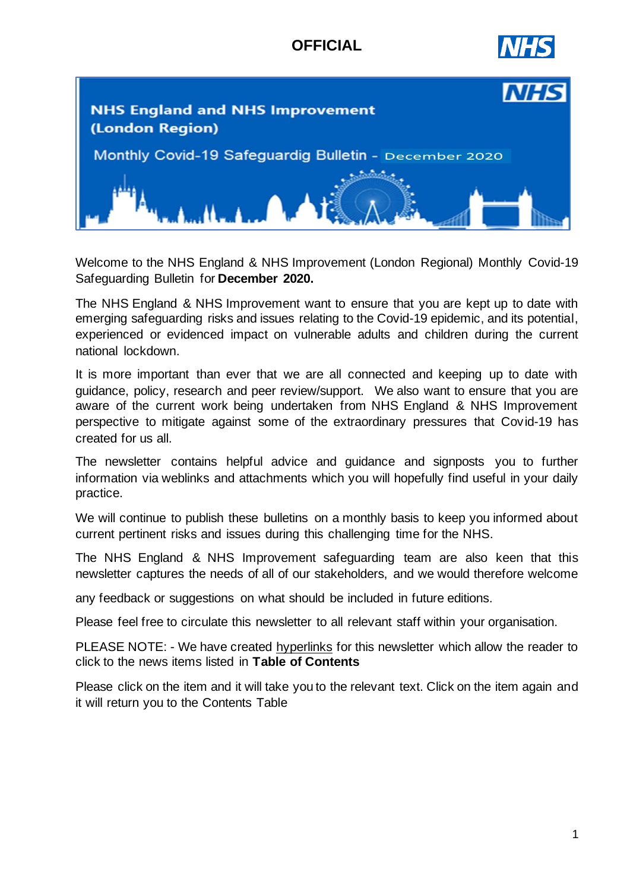**OFFICIAL**

# NHS England and NHS Improvement (London Region)

## Monthly Covid-19 Safeguardig Bulletin - December 2020

Welcome to the NHS England & NHS Improvement (London Regional) Monthly Covid-19 Safeguarding Bulletin for **December 2020.**

The NHS England & NHS Improvement want to ensure that you are kept up to date with emerging safeguarding risks and issues relating to the Covid-19 epidemic, and its potential, experienced or evidenced impact on vulnerable adults and children during the current national lockdown.

It is more important than ever that we are all connected and keeping up to date with guidance, policy, research and peer review/support. We also want to ensure that you are aware of the current work being undertaken from NHS England & NHS Improvement perspective to mitigate against some of the extraordinary pressures that Covid-19 has created for us all.

The newsletter contains helpful advice and guidance and signposts you to further information via weblinks and attachments which you will hopefully find useful in your daily practice.

We will continue to publish these bulletins on a monthly basis to keep you informed about current pertinent risks and issues during this challenging time for the NHS.

The NHS England & NHS Improvement safeguarding team are also keen that this newsletter captures the needs of all of our stakeholders, and we would therefore welcome any feedback or suggestions on what should be included in future editions.

Please feel free to circulate this newsletter to all relevant staff within your organisation.

PLEASE NOTE: - We have created hyperlinks for this newsletter which allow the reader to click to the news items listed in **Table of Contents**

Please click on the item and it will take you to the relevant text. Click on the item again and it will return you to the Contents Table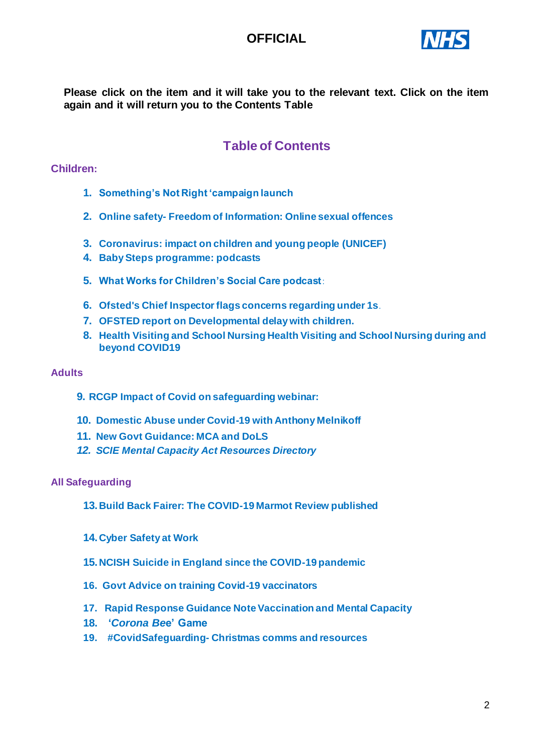**Please click on the item and it will take you to the relevant text. Click on the item again and it will return you to the Contents Table**

## Table of Contents

### Children:

1. **Something's Not Right 'campaign launch**
2. **Online safety- Freedom of Information: Online sexual offences**
3. **Coronavirus: impact on children and young people (UNICEF)**
4. **Baby Steps programme: podcasts**
5. **What Works for Children's Social Care podcast**:
6. **Ofsted's Chief Inspector flags concerns regarding under 1s**.
7. **OFSTED report on Developmental delay with children.**
8. **Health Visiting and School Nursing Health Visiting and School Nursing during and beyond COVID19**

### Adults

9. **RCGP Impact of Covid on safeguarding webinar:**
10. **Domestic Abuse under Covid-19 with Anthony Melnikoff**
11. **New Govt Guidance: MCA and DoLS**
12. ***SCIE Mental Capacity Act Resources Directory***

### All Safeguarding

13. **Build Back Fairer: The COVID-19 Marmot Review published**
14. **Cyber Safety at Work**
15. **NCISH Suicide in England since the COVID-19 pandemic**
16. **Govt Advice on training Covid-19 vaccinators**
17. **Rapid Response Guidance Note Vaccination and Mental Capacity**
18. **'*Corona Bee*' Game**
19. **#CovidSafeguarding- Christmas comms and resources**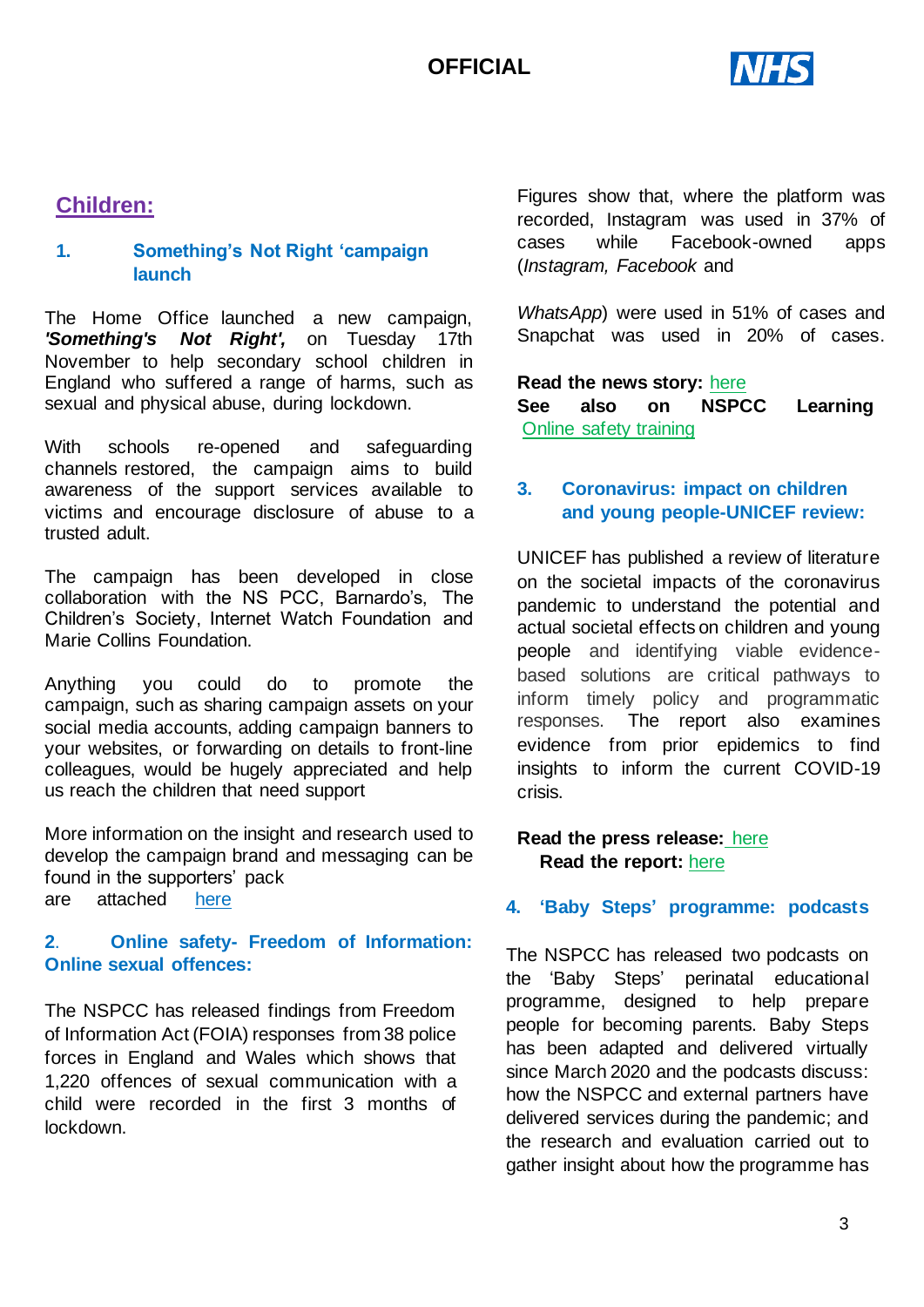## Children:

### 1. Something's Not Right 'campaign launch

The Home Office launched a new campaign, ***'Something's Not Right',*** on Tuesday 17th November to help secondary school children in England who suffered a range of harms, such as sexual and physical abuse, during lockdown.

With schools re-opened and safeguarding channels restored, the campaign aims to build awareness of the support services available to victims and encourage disclosure of abuse to a trusted adult.

The campaign has been developed in close collaboration with the NS PCC, Barnardo's, The Children's Society, Internet Watch Foundation and Marie Collins Foundation.

Anything you could do to promote the campaign, such as sharing campaign assets on your social media accounts, adding campaign banners to your websites, or forwarding on details to front-line colleagues, would be hugely appreciated and help us reach the children that need support

More information on the insight and research used to develop the campaign brand and messaging can be found in the supporters' pack
are attached here

### 2. Online safety- Freedom of Information: Online sexual offences:

The NSPCC has released findings from Freedom of Information Act (FOIA) responses from 38 police forces in England and Wales which shows that 1,220 offences of sexual communication with a child were recorded in the first 3 months of lockdown.

Figures show that, where the platform was recorded, Instagram was used in 37% of cases while Facebook-owned apps (*Instagram, Facebook* and

*WhatsApp*) were used in 51% of cases and Snapchat was used in 20% of cases.

**Read the news story:** here
**See also on NSPCC Learning** Online safety training

### 3. Coronavirus: impact on children and young people-UNICEF review:

UNICEF has published a review of literature on the societal impacts of the coronavirus pandemic to understand the potential and actual societal effects on children and young people and identifying viable evidence-based solutions are critical pathways to inform timely policy and programmatic responses. The report also examines evidence from prior epidemics to find insights to inform the current COVID-19 crisis.

**Read the press release:** here
**Read the report:** here

### 4. 'Baby Steps' programme: podcasts

The NSPCC has released two podcasts on the 'Baby Steps' perinatal educational programme, designed to help prepare people for becoming parents. Baby Steps has been adapted and delivered virtually since March 2020 and the podcasts discuss: how the NSPCC and external partners have delivered services during the pandemic; and the research and evaluation carried out to gather insight about how the programme has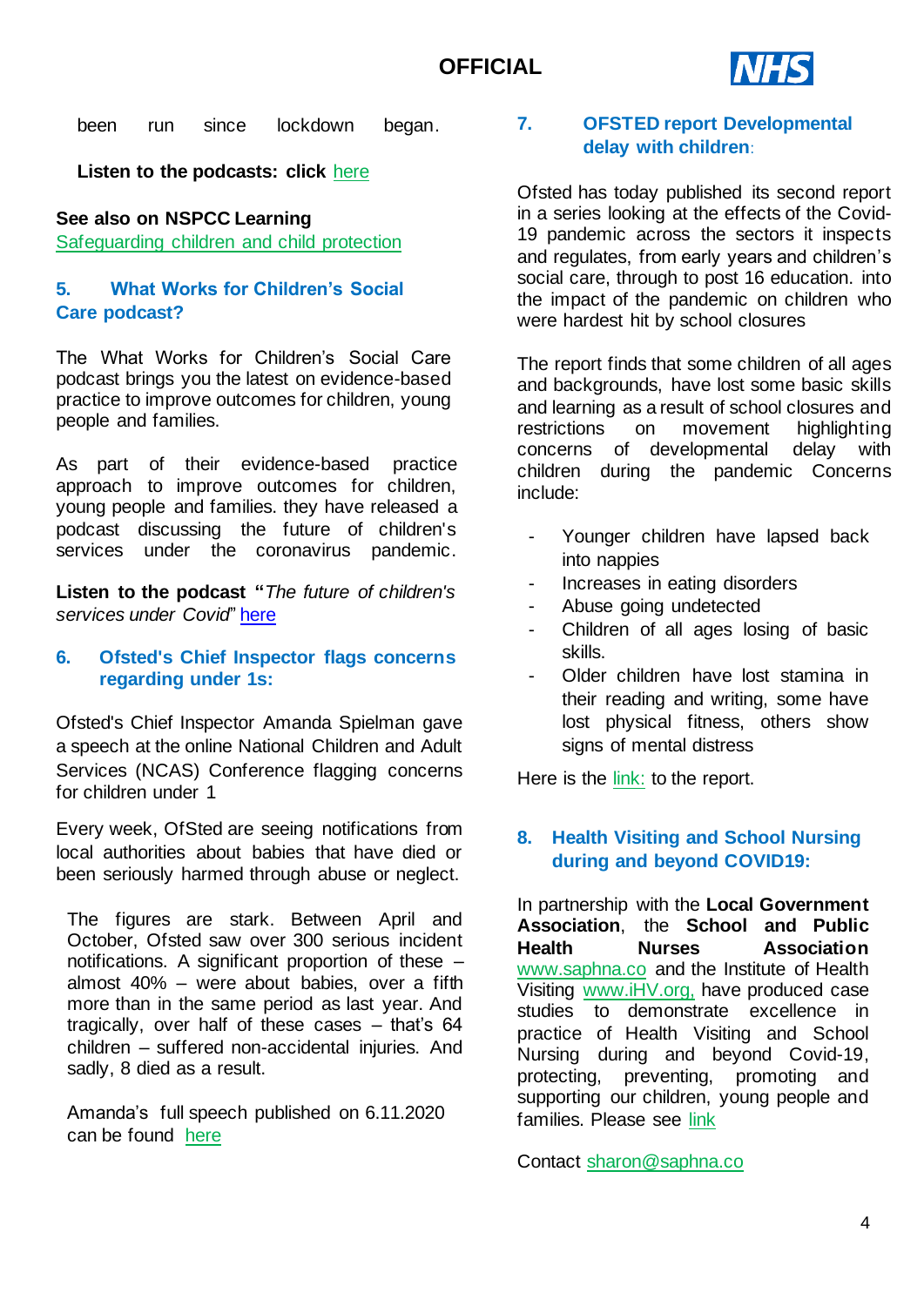been run since lockdown began.

**Listen to the podcasts: click** here

**See also on NSPCC Learning**
Safeguarding children and child protection

## 5. What Works for Children's Social Care podcast?

The What Works for Children's Social Care podcast brings you the latest on evidence-based practice to improve outcomes for children, young people and families.

As part of their evidence-based practice approach to improve outcomes for children, young people and families. they have released a podcast discussing the future of children's services under the coronavirus pandemic.

**Listen to the podcast "***The future of children's services under Covid*" here

## 6. Ofsted's Chief Inspector flags concerns regarding under 1s:

Ofsted's Chief Inspector Amanda Spielman gave a speech at the online National Children and Adult Services (NCAS) Conference flagging concerns for children under 1

Every week, OfSted are seeing notifications from local authorities about babies that have died or been seriously harmed through abuse or neglect.

The figures are stark. Between April and October, Ofsted saw over 300 serious incident notifications. A significant proportion of these – almost 40% – were about babies, over a fifth more than in the same period as last year. And tragically, over half of these cases – that's 64 children – suffered non-accidental injuries. And sadly, 8 died as a result.

Amanda's full speech published on 6.11.2020 can be found here

## 7. OFSTED report Developmental delay with children:

Ofsted has today published its second report in a series looking at the effects of the Covid-19 pandemic across the sectors it inspects and regulates, from early years and children's social care, through to post 16 education. into the impact of the pandemic on children who were hardest hit by school closures

The report finds that some children of all ages and backgrounds, have lost some basic skills and learning as a result of school closures and restrictions on movement highlighting concerns of developmental delay with children during the pandemic Concerns include:

- Younger children have lapsed back into nappies
- Increases in eating disorders
- Abuse going undetected
- Children of all ages losing of basic skills.
- Older children have lost stamina in their reading and writing, some have lost physical fitness, others show signs of mental distress

Here is the link: to the report.

## 8. Health Visiting and School Nursing during and beyond COVID19:

In partnership with the **Local Government Association**, the **School and Public Health Nurses Association** www.saphna.co and the Institute of Health Visiting www.iHV.org, have produced case studies to demonstrate excellence in practice of Health Visiting and School Nursing during and beyond Covid-19, protecting, preventing, promoting and supporting our children, young people and families. Please see link

Contact sharon@saphna.co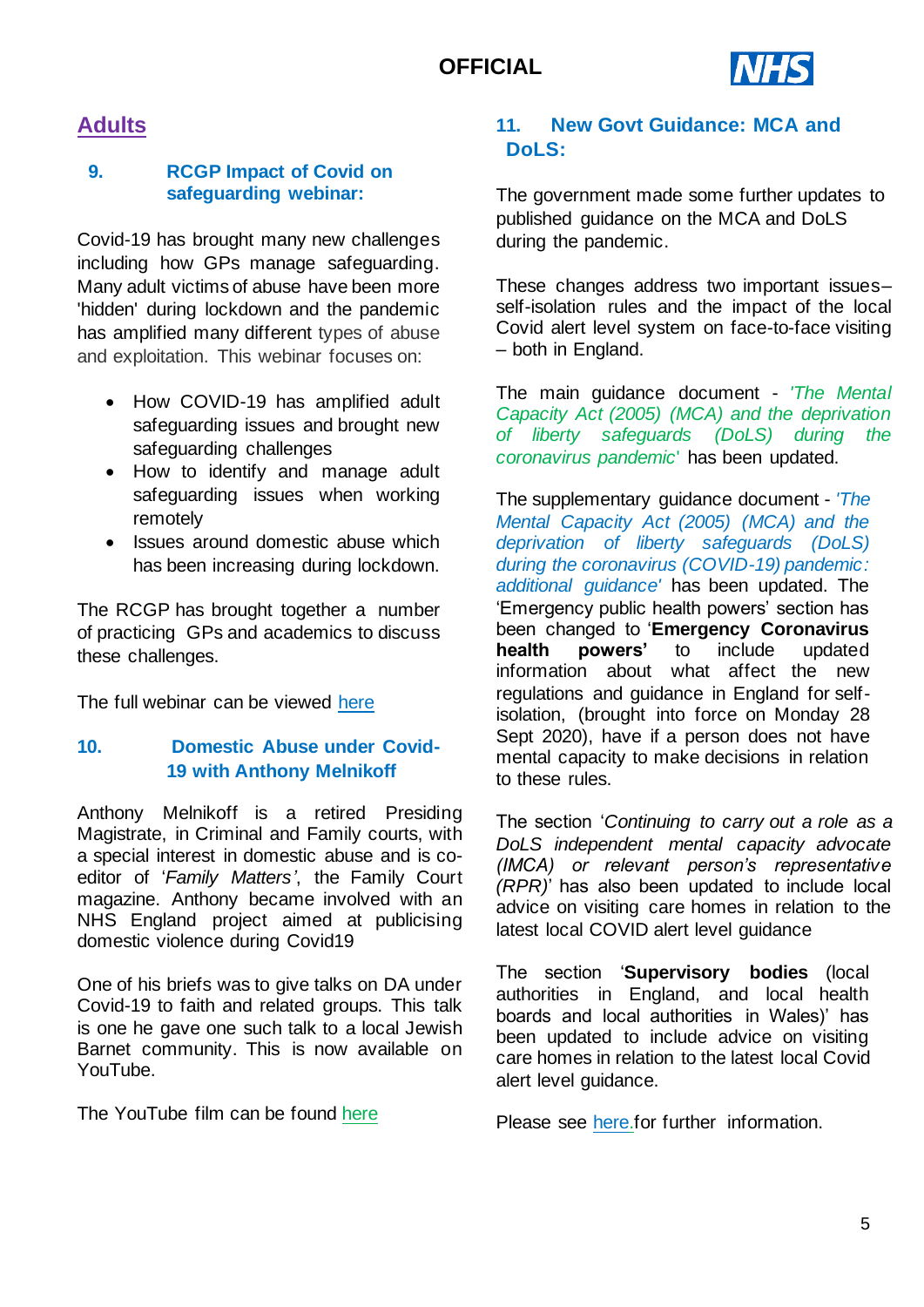## Adults

### 9. RCGP Impact of Covid on safeguarding webinar:

Covid-19 has brought many new challenges including how GPs manage safeguarding. Many adult victims of abuse have been more 'hidden' during lockdown and the pandemic has amplified many different types of abuse and exploitation. This webinar focuses on:

- How COVID-19 has amplified adult safeguarding issues and brought new safeguarding challenges
- How to identify and manage adult safeguarding issues when working remotely
- Issues around domestic abuse which has been increasing during lockdown.

The RCGP has brought together a number of practicing GPs and academics to discuss these challenges.

The full webinar can be viewed here

### 10. Domestic Abuse under Covid-19 with Anthony Melnikoff

Anthony Melnikoff is a retired Presiding Magistrate, in Criminal and Family courts, with a special interest in domestic abuse and is co-editor of '*Family Matters'*, the Family Court magazine. Anthony became involved with an NHS England project aimed at publicising domestic violence during Covid19

One of his briefs was to give talks on DA under Covid-19 to faith and related groups. This talk is one he gave one such talk to a local Jewish Barnet community. This is now available on YouTube.

The YouTube film can be found here

### 11. New Govt Guidance: MCA and DoLS:

The government made some further updates to published guidance on the MCA and DoLS during the pandemic.

These changes address two important issues– self-isolation rules and the impact of the local Covid alert level system on face-to-face visiting – both in England.

The main guidance document - *'The Mental Capacity Act (2005) (MCA) and the deprivation of liberty safeguards (DoLS) during the coronavirus pandemic'* has been updated.

The supplementary guidance document - *'The Mental Capacity Act (2005) (MCA) and the deprivation of liberty safeguards (DoLS) during the coronavirus (COVID-19) pandemic: additional guidance'* has been updated. The 'Emergency public health powers' section has been changed to '**Emergency Coronavirus health powers'** to include updated information about what affect the new regulations and guidance in England for self-isolation, (brought into force on Monday 28 Sept 2020), have if a person does not have mental capacity to make decisions in relation to these rules.

The section '*Continuing to carry out a role as a DoLS independent mental capacity advocate (IMCA) or relevant person's representative (RPR)*' has also been updated to include local advice on visiting care homes in relation to the latest local COVID alert level guidance

The section '**Supervisory bodies** (local authorities in England, and local health boards and local authorities in Wales)' has been updated to include advice on visiting care homes in relation to the latest local Covid alert level guidance.

Please see here.for further information.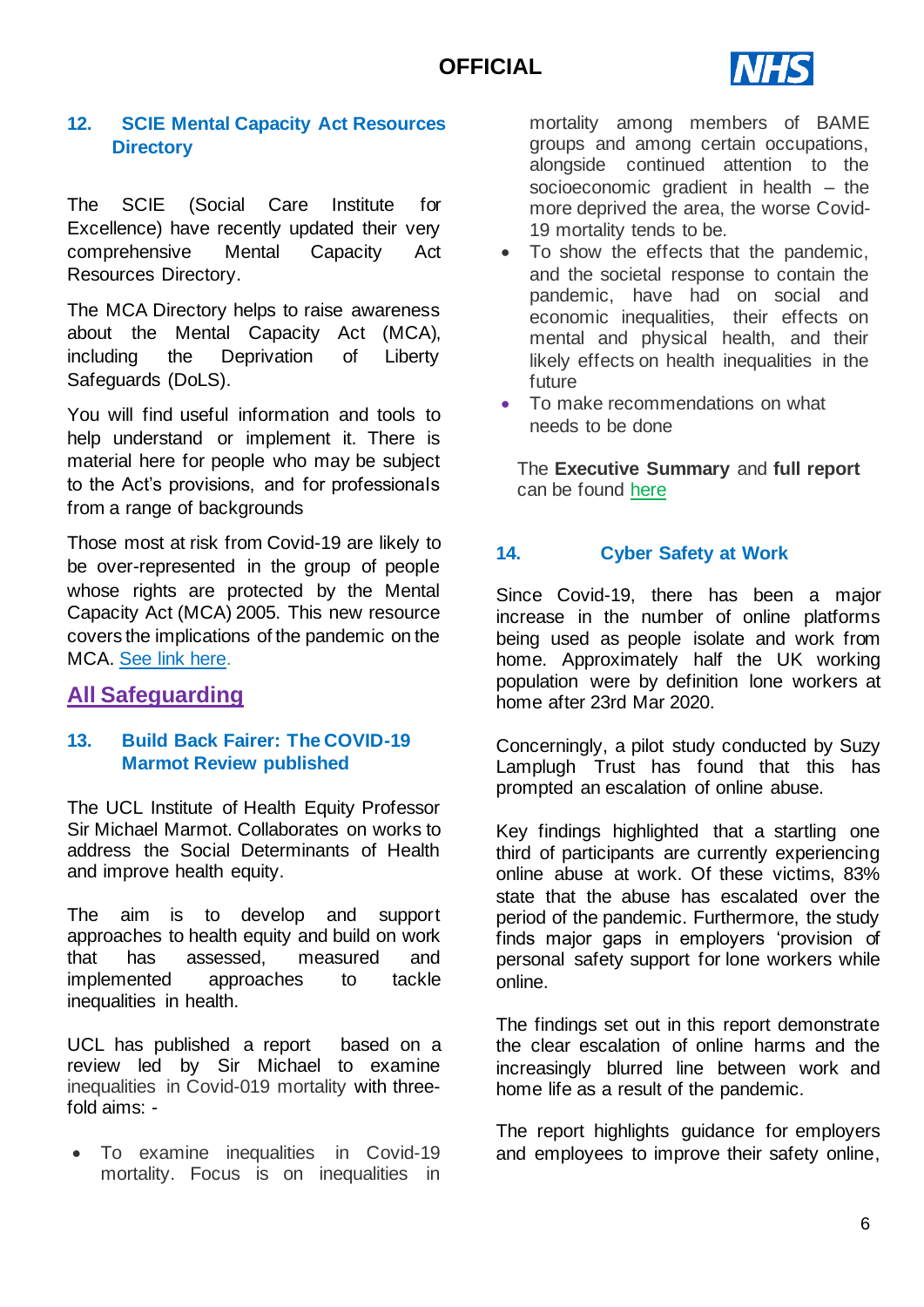### 12. SCIE Mental Capacity Act Resources Directory

The SCIE (Social Care Institute for Excellence) have recently updated their very comprehensive Mental Capacity Act Resources Directory.

The MCA Directory helps to raise awareness about the Mental Capacity Act (MCA), including the Deprivation of Liberty Safeguards (DoLS).

You will find useful information and tools to help understand or implement it. There is material here for people who may be subject to the Act's provisions, and for professionals from a range of backgrounds

Those most at risk from Covid-19 are likely to be over-represented in the group of people whose rights are protected by the Mental Capacity Act (MCA) 2005. This new resource covers the implications of the pandemic on the MCA. See link here.

## All Safeguarding

### 13. Build Back Fairer: The COVID-19 Marmot Review published

The UCL Institute of Health Equity Professor Sir Michael Marmot. Collaborates on works to address the Social Determinants of Health and improve health equity.

The aim is to develop and support approaches to health equity and build on work that has assessed, measured and implemented approaches to tackle inequalities in health.

UCL has published a report based on a review led by Sir Michael to examine inequalities in Covid-019 mortality with three-fold aims: -

- To examine inequalities in Covid-19 mortality. Focus is on inequalities in mortality among members of BAME groups and among certain occupations, alongside continued attention to the socioeconomic gradient in health – the more deprived the area, the worse Covid-19 mortality tends to be.
- To show the effects that the pandemic, and the societal response to contain the pandemic, have had on social and economic inequalities, their effects on mental and physical health, and their likely effects on health inequalities in the future
- To make recommendations on what needs to be done

The **Executive Summary** and **full report** can be found here

### 14. Cyber Safety at Work

Since Covid-19, there has been a major increase in the number of online platforms being used as people isolate and work from home. Approximately half the UK working population were by definition lone workers at home after 23rd Mar 2020.

Concerningly, a pilot study conducted by Suzy Lamplugh Trust has found that this has prompted an escalation of online abuse.

Key findings highlighted that a startling one third of participants are currently experiencing online abuse at work. Of these victims, 83% state that the abuse has escalated over the period of the pandemic. Furthermore, the study finds major gaps in employers 'provision of personal safety support for lone workers while online.

The findings set out in this report demonstrate the clear escalation of online harms and the increasingly blurred line between work and home life as a result of the pandemic.

The report highlights guidance for employers and employees to improve their safety online,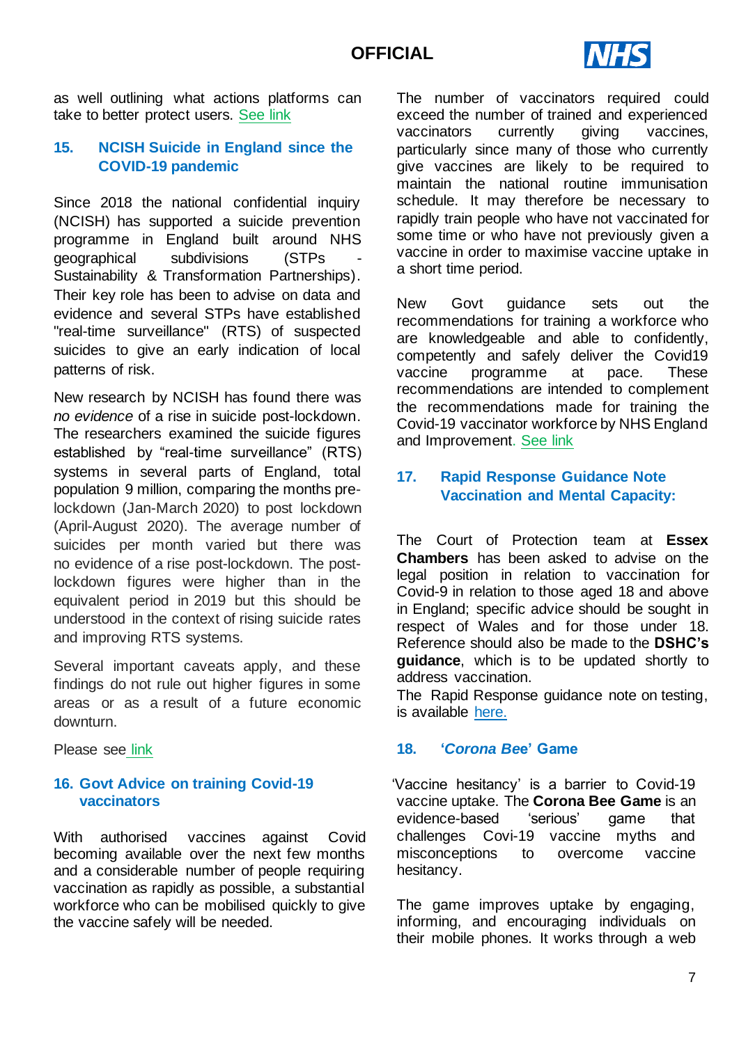as well outlining what actions platforms can take to better protect users. See link

## 15. NCISH Suicide in England since the COVID-19 pandemic

Since 2018 the national confidential inquiry (NCISH) has supported a suicide prevention programme in England built around NHS geographical subdivisions (STPs - Sustainability & Transformation Partnerships). Their key role has been to advise on data and evidence and several STPs have established "real-time surveillance" (RTS) of suspected suicides to give an early indication of local patterns of risk.

New research by NCISH has found there was *no evidence* of a rise in suicide post-lockdown. The researchers examined the suicide figures established by "real-time surveillance" (RTS) systems in several parts of England, total population 9 million, comparing the months pre-lockdown (Jan-March 2020) to post lockdown (April-August 2020). The average number of suicides per month varied but there was no evidence of a rise post-lockdown. The post-lockdown figures were higher than in the equivalent period in 2019 but this should be understood in the context of rising suicide rates and improving RTS systems.

Several important caveats apply, and these findings do not rule out higher figures in some areas or as a result of a future economic downturn.

Please see link

## 16. Govt Advice on training Covid-19 vaccinators

With authorised vaccines against Covid becoming available over the next few months and a considerable number of people requiring vaccination as rapidly as possible, a substantial workforce who can be mobilised quickly to give the vaccine safely will be needed.

The number of vaccinators required could exceed the number of trained and experienced vaccinators currently giving vaccines, particularly since many of those who currently give vaccines are likely to be required to maintain the national routine immunisation schedule. It may therefore be necessary to rapidly train people who have not vaccinated for some time or who have not previously given a vaccine in order to maximise vaccine uptake in a short time period.

New Govt guidance sets out the recommendations for training a workforce who are knowledgeable and able to confidently, competently and safely deliver the Covid19 vaccine programme at pace. These recommendations are intended to complement the recommendations made for training the Covid-19 vaccinator workforce by NHS England and Improvement. See link

## 17. Rapid Response Guidance Note Vaccination and Mental Capacity:

The Court of Protection team at **Essex Chambers** has been asked to advise on the legal position in relation to vaccination for Covid-9 in relation to those aged 18 and above in England; specific advice should be sought in respect of Wales and for those under 18. Reference should also be made to the **DSHC's guidance**, which is to be updated shortly to address vaccination.

The Rapid Response guidance note on testing, is available here.

## 18. '*Corona Bee*' Game

'Vaccine hesitancy' is a barrier to Covid-19 vaccine uptake. The **Corona Bee Game** is an evidence-based 'serious' game that challenges Covi-19 vaccine myths and misconceptions to overcome vaccine hesitancy.

The game improves uptake by engaging, informing, and encouraging individuals on their mobile phones. It works through a web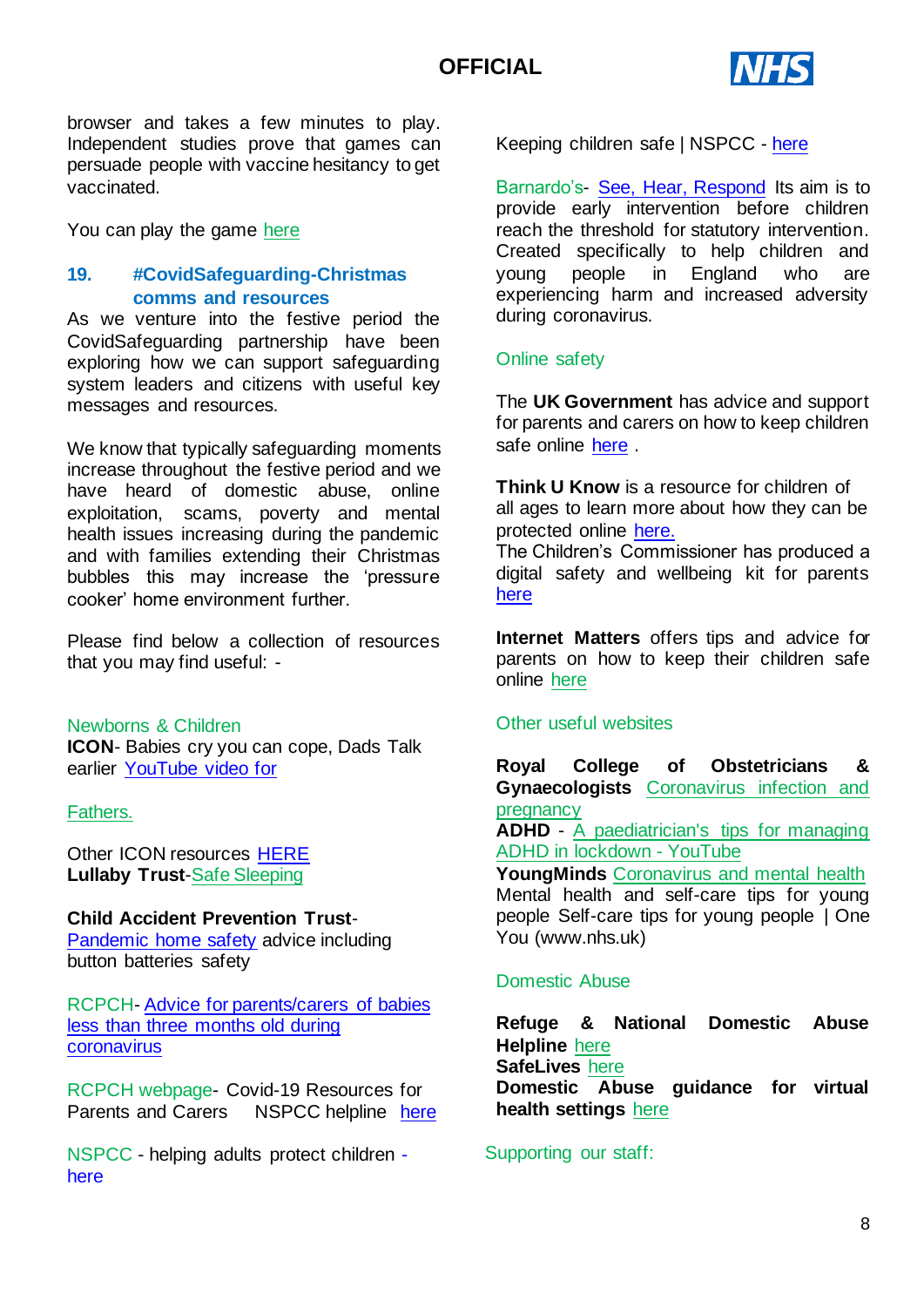browser and takes a few minutes to play. Independent studies prove that games can persuade people with vaccine hesitancy to get vaccinated.

You can play the game here

## 19. #CovidSafeguarding-Christmas comms and resources

As we venture into the festive period the CovidSafeguarding partnership have been exploring how we can support safeguarding system leaders and citizens with useful key messages and resources.

We know that typically safeguarding moments increase throughout the festive period and we have heard of domestic abuse, online exploitation, scams, poverty and mental health issues increasing during the pandemic and with families extending their Christmas bubbles this may increase the 'pressure cooker' home environment further.

Please find below a collection of resources that you may find useful: -

### Newborns & Children

**ICON**- Babies cry you can cope, Dads Talk earlier YouTube video for

Fathers.

Other ICON resources HERE

**Lullaby Trust**-Safe Sleeping

**Child Accident Prevention Trust**- Pandemic home safety advice including button batteries safety

RCPCH- Advice for parents/carers of babies less than three months old during coronavirus

RCPCH webpage- Covid-19 Resources for Parents and Carers NSPCC helpline here

NSPCC - helping adults protect children - here

Keeping children safe | NSPCC - here

Barnardo's- See, Hear, Respond Its aim is to provide early intervention before children reach the threshold for statutory intervention. Created specifically to help children and young people in England who are experiencing harm and increased adversity during coronavirus.

### Online safety

The **UK Government** has advice and support for parents and carers on how to keep children safe online here .

**Think U Know** is a resource for children of all ages to learn more about how they can be protected online here.

The Children's Commissioner has produced a digital safety and wellbeing kit for parents here

**Internet Matters** offers tips and advice for parents on how to keep their children safe online here

### Other useful websites

**Royal College of Obstetricians & Gynaecologists** Coronavirus infection and pregnancy

**ADHD** - A paediatrician's tips for managing ADHD in lockdown - YouTube

**YoungMinds** Coronavirus and mental health

Mental health and self-care tips for young people Self-care tips for young people | One You (www.nhs.uk)

### Domestic Abuse

**Refuge & National Domestic Abuse Helpline** here

**SafeLives** here

**Domestic Abuse guidance for virtual health settings** here

### Supporting our staff: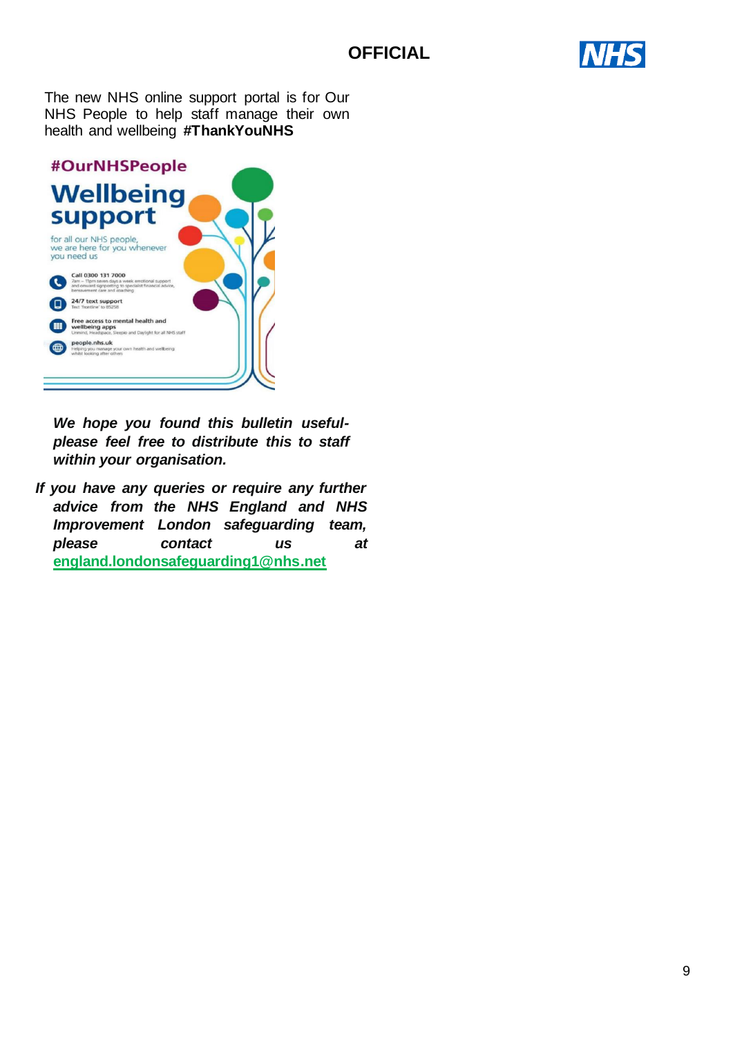The new NHS online support portal is for Our NHS People to help staff manage their own health and wellbeing **#ThankYouNHS**

**#OurNHSPeople**

**Wellbeing support**

for all our NHS people, we are here for you whenever you need us

**Call 0300 131 7000**
7am – 11pm seven days a week emotional support and onward signposting to specialist financial advice, bereavement care and coaching

**24/7 text support**
Text 'frontline' to 85258

**Free access to mental health and wellbeing apps**
Unmind, Headspace, Sleepio and Daylight for all NHS staff

**people.nhs.uk**
Helping you manage your own health and wellbeing whilst looking after others

***We hope you found this bulletin useful- please feel free to distribute this to staff within your organisation.***

***If you have any queries or require any further advice from the NHS England and NHS Improvement London safeguarding team, please contact us at england.londonsafeguarding1@nhs.net***